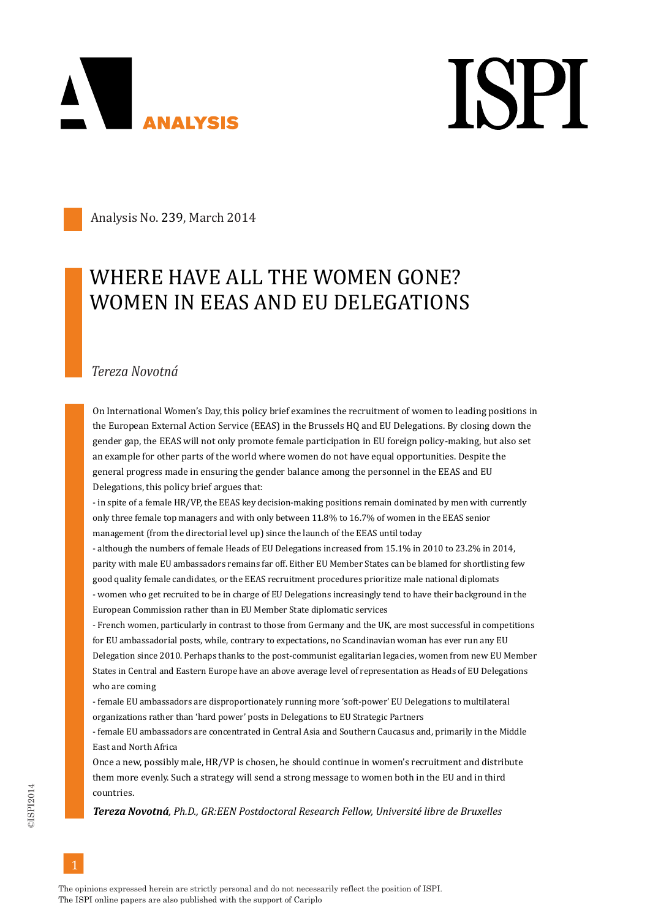Analysis No. 239, March 2014

# WHERE HAVE ALL THE WOMEN GONE? WOMEN IN EEAS AND EU DELEGATIONS

*Tereza Novotná*

On International Women's Day, this policy brief examines the recruitment of women to leading positions in the European External Action Service (EEAS) in the Brussels HQ and EU Delegations. By closing down the gender gap, the EEAS will not only promote female participation in EU foreign policy-making, but also set an example for other parts of the world where women do not have equal opportunities. Despite the general progress made in ensuring the gender balance among the personnel in the EEAS and EU Delegations, this policy brief argues that:

- in spite of a female HR/VP, the EEAS key decision-making positions remain dominated by men with currently only three female top managers and with only between 11.8% to 16.7% of women in the EEAS senior management (from the directorial level up) since the launch of the EEAS until today
- although the numbers of female Heads of EU Delegations increased from 15.1% in 2010 to 23.2% in 2014, parity with male EU ambassadors remains far off. Either EU Member States can be blamed for shortlisting few good quality female candidates, or the EEAS recruitment procedures prioritize male national diplomats
- women who get recruited to be in charge of EU Delegations increasingly tend to have their background in the European Commission rather than in EU Member State diplomatic services
- French women, particularly in contrast to those from Germany and the UK, are most successful in competitions for EU ambassadorial posts, while, contrary to expectations, no Scandinavian woman has ever run any EU Delegation since 2010. Perhaps thanks to the post-communist egalitarian legacies, women from new EU Member States in Central and Eastern Europe have an above average level of representation as Heads of EU Delegations who are coming
- female EU ambassadors are disproportionately running more 'soft-power' EU Delegations to multilateral organizations rather than 'hard power' posts in Delegations to EU Strategic Partners
- female EU ambassadors are concentrated in Central Asia and Southern Caucasus and, primarily in the Middle East and North Africa

Once a new, possibly male, HR/VP is chosen, he should continue in women's recruitment and distribute them more evenly. Such a strategy will send a strong message to women both in the EU and in third countries.

***Tereza Novotná**, Ph.D., GR:EEN Postdoctoral Research Fellow, Université libre de Bruxelles*

The opinions expressed herein are strictly personal and do not necessarily reflect the position of ISPI.
The ISPI online papers are also published with the support of Cariplo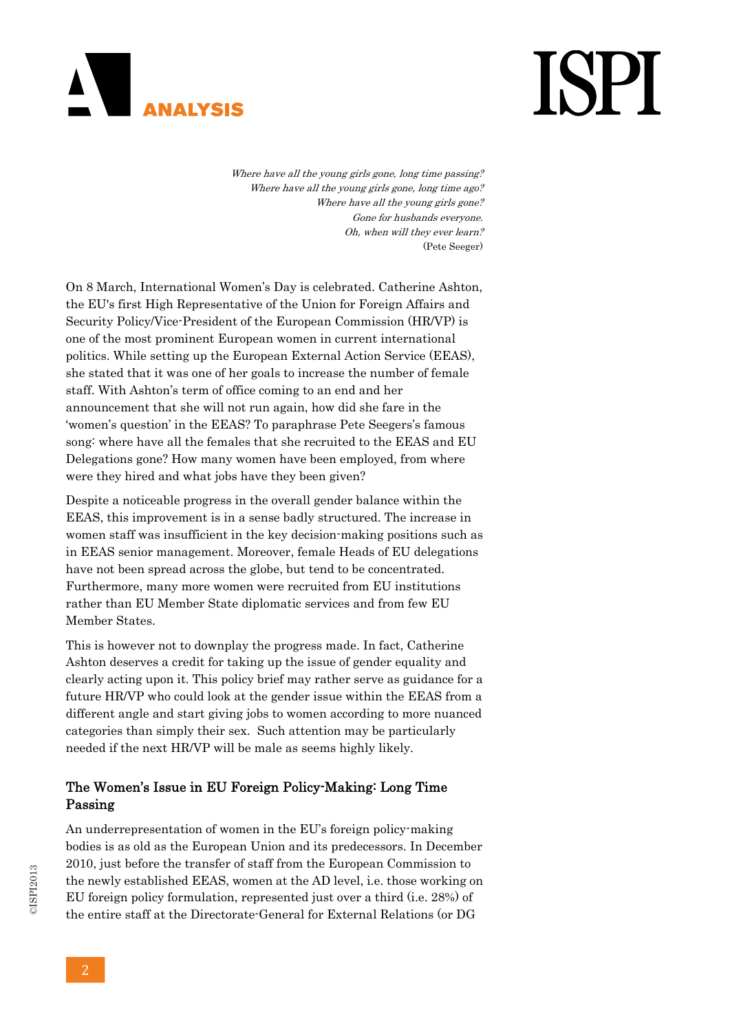*Where have all the young girls gone, long time passing?*
*Where have all the young girls gone, long time ago?*
*Where have all the young girls gone?*
*Gone for husbands everyone.*
*Oh, when will they ever learn?*
(Pete Seeger)

On 8 March, International Women's Day is celebrated. Catherine Ashton, the EU's first High Representative of the Union for Foreign Affairs and Security Policy/Vice-President of the European Commission (HR/VP) is one of the most prominent European women in current international politics. While setting up the European External Action Service (EEAS), she stated that it was one of her goals to increase the number of female staff. With Ashton's term of office coming to an end and her announcement that she will not run again, how did she fare in the 'women's question' in the EEAS? To paraphrase Pete Seegers's famous song: where have all the females that she recruited to the EEAS and EU Delegations gone? How many women have been employed, from where were they hired and what jobs have they been given?

Despite a noticeable progress in the overall gender balance within the EEAS, this improvement is in a sense badly structured. The increase in women staff was insufficient in the key decision-making positions such as in EEAS senior management. Moreover, female Heads of EU delegations have not been spread across the globe, but tend to be concentrated. Furthermore, many more women were recruited from EU institutions rather than EU Member State diplomatic services and from few EU Member States.

This is however not to downplay the progress made. In fact, Catherine Ashton deserves a credit for taking up the issue of gender equality and clearly acting upon it. This policy brief may rather serve as guidance for a future HR/VP who could look at the gender issue within the EEAS from a different angle and start giving jobs to women according to more nuanced categories than simply their sex. Such attention may be particularly needed if the next HR/VP will be male as seems highly likely.

## The Women's Issue in EU Foreign Policy-Making: Long Time Passing

An underrepresentation of women in the EU's foreign policy-making bodies is as old as the European Union and its predecessors. In December 2010, just before the transfer of staff from the European Commission to the newly established EEAS, women at the AD level, i.e. those working on EU foreign policy formulation, represented just over a third (i.e. 28%) of the entire staff at the Directorate-General for External Relations (or DG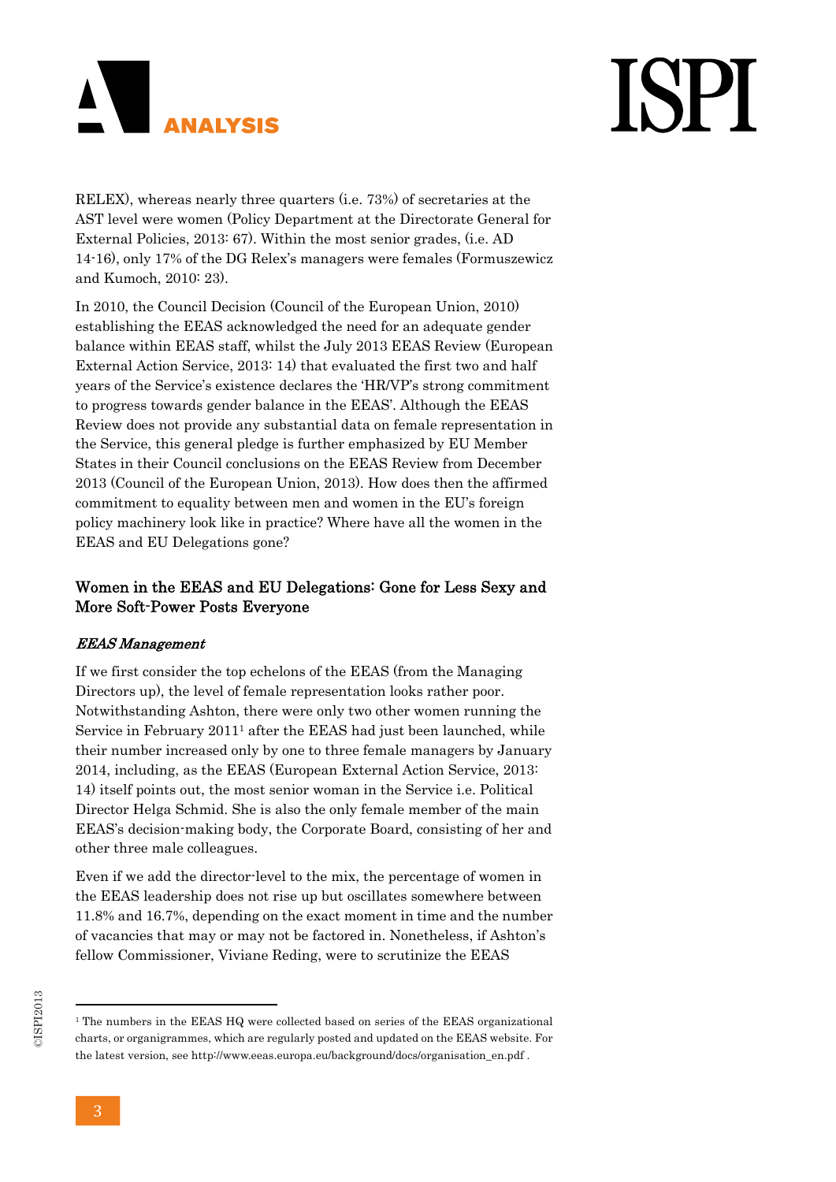RELEX), whereas nearly three quarters (i.e. 73%) of secretaries at the AST level were women (Policy Department at the Directorate General for External Policies, 2013: 67). Within the most senior grades, (i.e. AD 14-16), only 17% of the DG Relex's managers were females (Formuszewicz and Kumoch, 2010: 23).

In 2010, the Council Decision (Council of the European Union, 2010) establishing the EEAS acknowledged the need for an adequate gender balance within EEAS staff, whilst the July 2013 EEAS Review (European External Action Service, 2013: 14) that evaluated the first two and half years of the Service's existence declares the 'HR/VP's strong commitment to progress towards gender balance in the EEAS'. Although the EEAS Review does not provide any substantial data on female representation in the Service, this general pledge is further emphasized by EU Member States in their Council conclusions on the EEAS Review from December 2013 (Council of the European Union, 2013). How does then the affirmed commitment to equality between men and women in the EU's foreign policy machinery look like in practice? Where have all the women in the EEAS and EU Delegations gone?

## Women in the EEAS and EU Delegations: Gone for Less Sexy and More Soft-Power Posts Everyone

### *EEAS Management*

If we first consider the top echelons of the EEAS (from the Managing Directors up), the level of female representation looks rather poor. Notwithstanding Ashton, there were only two other women running the Service in February 2011[1] after the EEAS had just been launched, while their number increased only by one to three female managers by January 2014, including, as the EEAS (European External Action Service, 2013: 14) itself points out, the most senior woman in the Service i.e. Political Director Helga Schmid. She is also the only female member of the main EEAS's decision-making body, the Corporate Board, consisting of her and other three male colleagues.

Even if we add the director-level to the mix, the percentage of women in the EEAS leadership does not rise up but oscillates somewhere between 11.8% and 16.7%, depending on the exact moment in time and the number of vacancies that may or may not be factored in. Nonetheless, if Ashton's fellow Commissioner, Viviane Reding, were to scrutinize the EEAS

---

[1] The numbers in the EEAS HQ were collected based on series of the EEAS organizational charts, or organigrammes, which are regularly posted and updated on the EEAS website. For the latest version, see http://www.eeas.europa.eu/background/docs/organisation_en.pdf .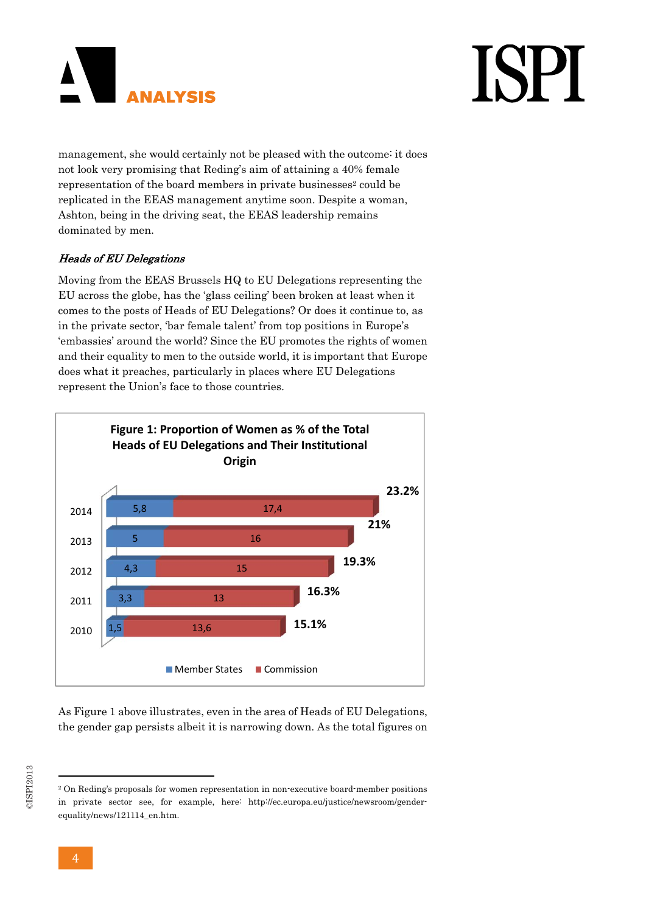management, she would certainly not be pleased with the outcome: it does not look very promising that Reding's aim of attaining a 40% female representation of the board members in private businesses[2] could be replicated in the EEAS management anytime soon. Despite a woman, Ashton, being in the driving seat, the EEAS leadership remains dominated by men.

### *Heads of EU Delegations*

Moving from the EEAS Brussels HQ to EU Delegations representing the EU across the globe, has the 'glass ceiling' been broken at least when it comes to the posts of Heads of EU Delegations? Or does it continue to, as in the private sector, 'bar female talent' from top positions in Europe's 'embassies' around the world? Since the EU promotes the rights of women and their equality to men to the outside world, it is important that Europe does what it preaches, particularly in places where EU Delegations represent the Union's face to those countries.

**Figure 1: Proportion of Women as % of the Total Heads of EU Delegations and Their Institutional Origin**

| Year | Member States | Commission | Total |
|---|---|---|---|
| 2014 | 5,8 | 17,4 | 23.2% |
| 2013 | 5 | 16 | 21% |
| 2012 | 4,3 | 15 | 19.3% |
| 2011 | 3,3 | 13 | 16.3% |
| 2010 | 1,5 | 13,6 | 15.1% |

As Figure 1 above illustrates, even in the area of Heads of EU Delegations, the gender gap persists albeit it is narrowing down. As the total figures on

---

[2] On Reding's proposals for women representation in non-executive board-member positions in private sector see, for example, here: http://ec.europa.eu/justice/newsroom/gender-equality/news/121114_en.htm.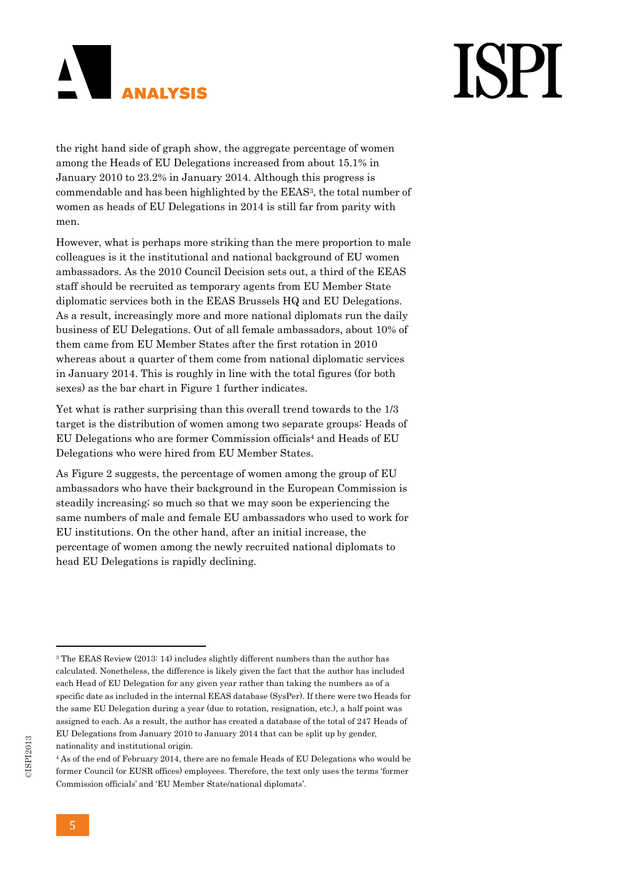the right hand side of graph show, the aggregate percentage of women among the Heads of EU Delegations increased from about 15.1% in January 2010 to 23.2% in January 2014. Although this progress is commendable and has been highlighted by the EEAS[3], the total number of women as heads of EU Delegations in 2014 is still far from parity with men.

However, what is perhaps more striking than the mere proportion to male colleagues is it the institutional and national background of EU women ambassadors. As the 2010 Council Decision sets out, a third of the EEAS staff should be recruited as temporary agents from EU Member State diplomatic services both in the EEAS Brussels HQ and EU Delegations. As a result, increasingly more and more national diplomats run the daily business of EU Delegations. Out of all female ambassadors, about 10% of them came from EU Member States after the first rotation in 2010 whereas about a quarter of them come from national diplomatic services in January 2014. This is roughly in line with the total figures (for both sexes) as the bar chart in Figure 1 further indicates.

Yet what is rather surprising than this overall trend towards to the 1/3 target is the distribution of women among two separate groups: Heads of EU Delegations who are former Commission officials[4] and Heads of EU Delegations who were hired from EU Member States.

As Figure 2 suggests, the percentage of women among the group of EU ambassadors who have their background in the European Commission is steadily increasing; so much so that we may soon be experiencing the same numbers of male and female EU ambassadors who used to work for EU institutions. On the other hand, after an initial increase, the percentage of women among the newly recruited national diplomats to head EU Delegations is rapidly declining.

---

[3] The EEAS Review (2013: 14) includes slightly different numbers than the author has calculated. Nonetheless, the difference is likely given the fact that the author has included each Head of EU Delegation for any given year rather than taking the numbers as of a specific date as included in the internal EEAS database (SysPer). If there were two Heads for the same EU Delegation during a year (due to rotation, resignation, etc.), a half point was assigned to each. As a result, the author has created a database of the total of 247 Heads of EU Delegations from January 2010 to January 2014 that can be split up by gender, nationality and institutional origin.

[4] As of the end of February 2014, there are no female Heads of EU Delegations who would be former Council (or EUSR offices) employees. Therefore, the text only uses the terms 'former Commission officials' and 'EU Member State/national diplomats'.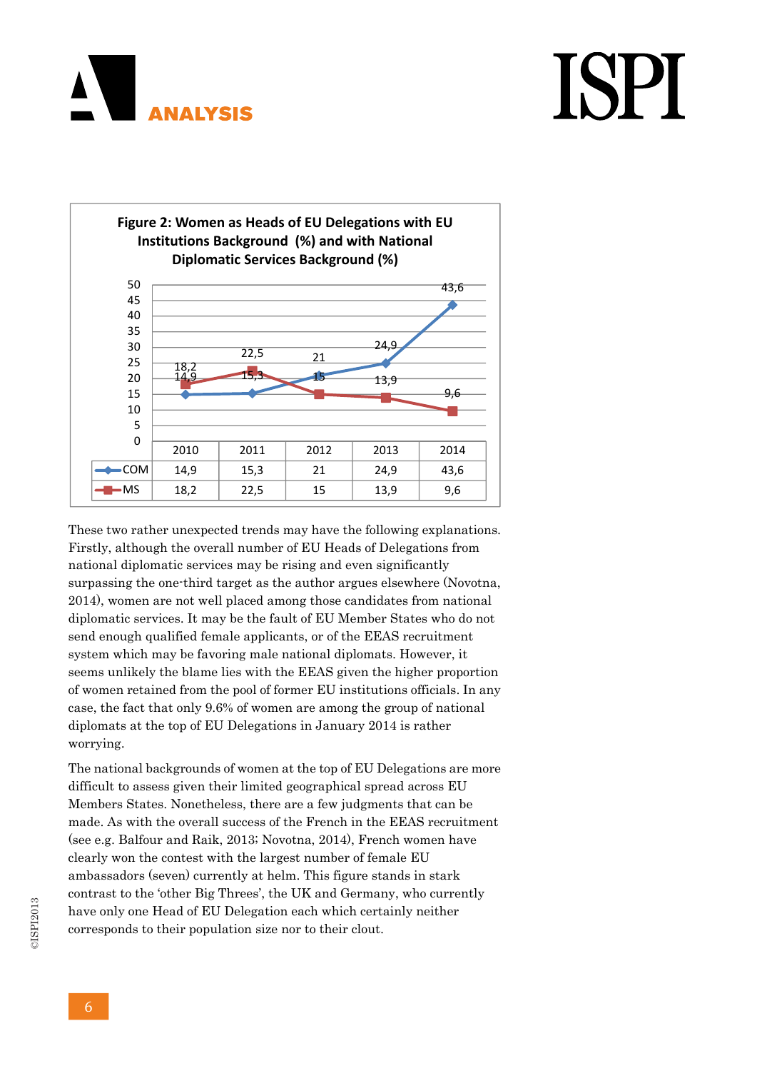**Figure 2: Women as Heads of EU Delegations with EU Institutions Background (%) and with National Diplomatic Services Background (%)**

|  | 2010 | 2011 | 2012 | 2013 | 2014 |
|---|---|---|---|---|---|
| COM | 14,9 | 15,3 | 21 | 24,9 | 43,6 |
| MS | 18,2 | 22,5 | 15 | 13,9 | 9,6 |

These two rather unexpected trends may have the following explanations. Firstly, although the overall number of EU Heads of Delegations from national diplomatic services may be rising and even significantly surpassing the one-third target as the author argues elsewhere (Novotna, 2014), women are not well placed among those candidates from national diplomatic services. It may be the fault of EU Member States who do not send enough qualified female applicants, or of the EEAS recruitment system which may be favoring male national diplomats. However, it seems unlikely the blame lies with the EEAS given the higher proportion of women retained from the pool of former EU institutions officials. In any case, the fact that only 9.6% of women are among the group of national diplomats at the top of EU Delegations in January 2014 is rather worrying.

The national backgrounds of women at the top of EU Delegations are more difficult to assess given their limited geographical spread across EU Members States. Nonetheless, there are a few judgments that can be made. As with the overall success of the French in the EEAS recruitment (see e.g. Balfour and Raik, 2013; Novotna, 2014), French women have clearly won the contest with the largest number of female EU ambassadors (seven) currently at helm. This figure stands in stark contrast to the 'other Big Threes', the UK and Germany, who currently have only one Head of EU Delegation each which certainly neither corresponds to their population size nor to their clout.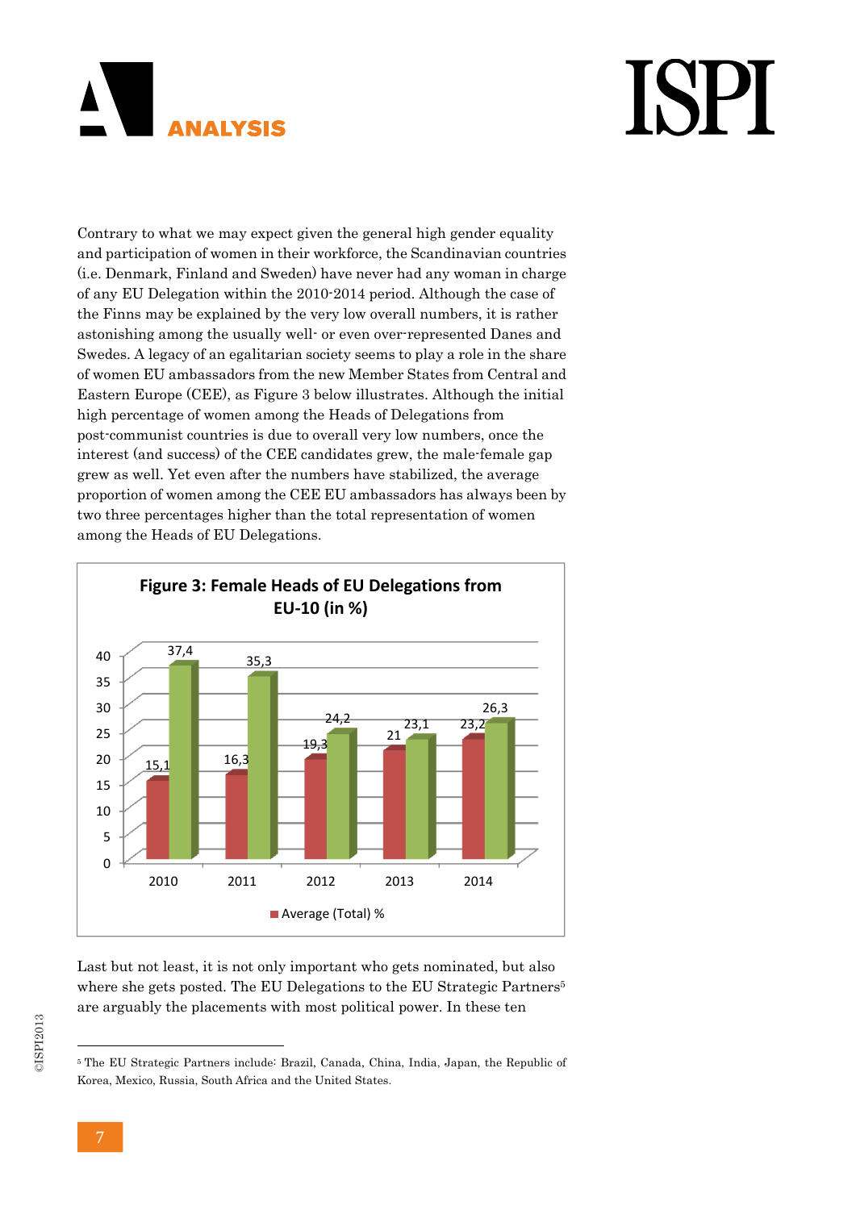Contrary to what we may expect given the general high gender equality and participation of women in their workforce, the Scandinavian countries (i.e. Denmark, Finland and Sweden) have never had any woman in charge of any EU Delegation within the 2010-2014 period. Although the case of the Finns may be explained by the very low overall numbers, it is rather astonishing among the usually well- or even over-represented Danes and Swedes. A legacy of an egalitarian society seems to play a role in the share of women EU ambassadors from the new Member States from Central and Eastern Europe (CEE), as Figure 3 below illustrates. Although the initial high percentage of women among the Heads of Delegations from post-communist countries is due to overall very low numbers, once the interest (and success) of the CEE candidates grew, the male-female gap grew as well. Yet even after the numbers have stabilized, the average proportion of women among the CEE EU ambassadors has always been by two three percentages higher than the total representation of women among the Heads of EU Delegations.

**Figure 3: Female Heads of EU Delegations from EU-10 (in %)**

| Year | Average (Total) % | EU-10 % |
|---|---|---|
| 2010 | 15,1 | 37,4 |
| 2011 | 16,3 | 35,3 |
| 2012 | 19,3 | 24,2 |
| 2013 | 21 | 23,1 |
| 2014 | 23,2 | 26,3 |

Last but not least, it is not only important who gets nominated, but also where she gets posted. The EU Delegations to the EU Strategic Partners[5] are arguably the placements with most political power. In these ten

[5] The EU Strategic Partners include: Brazil, Canada, China, India, Japan, the Republic of Korea, Mexico, Russia, South Africa and the United States.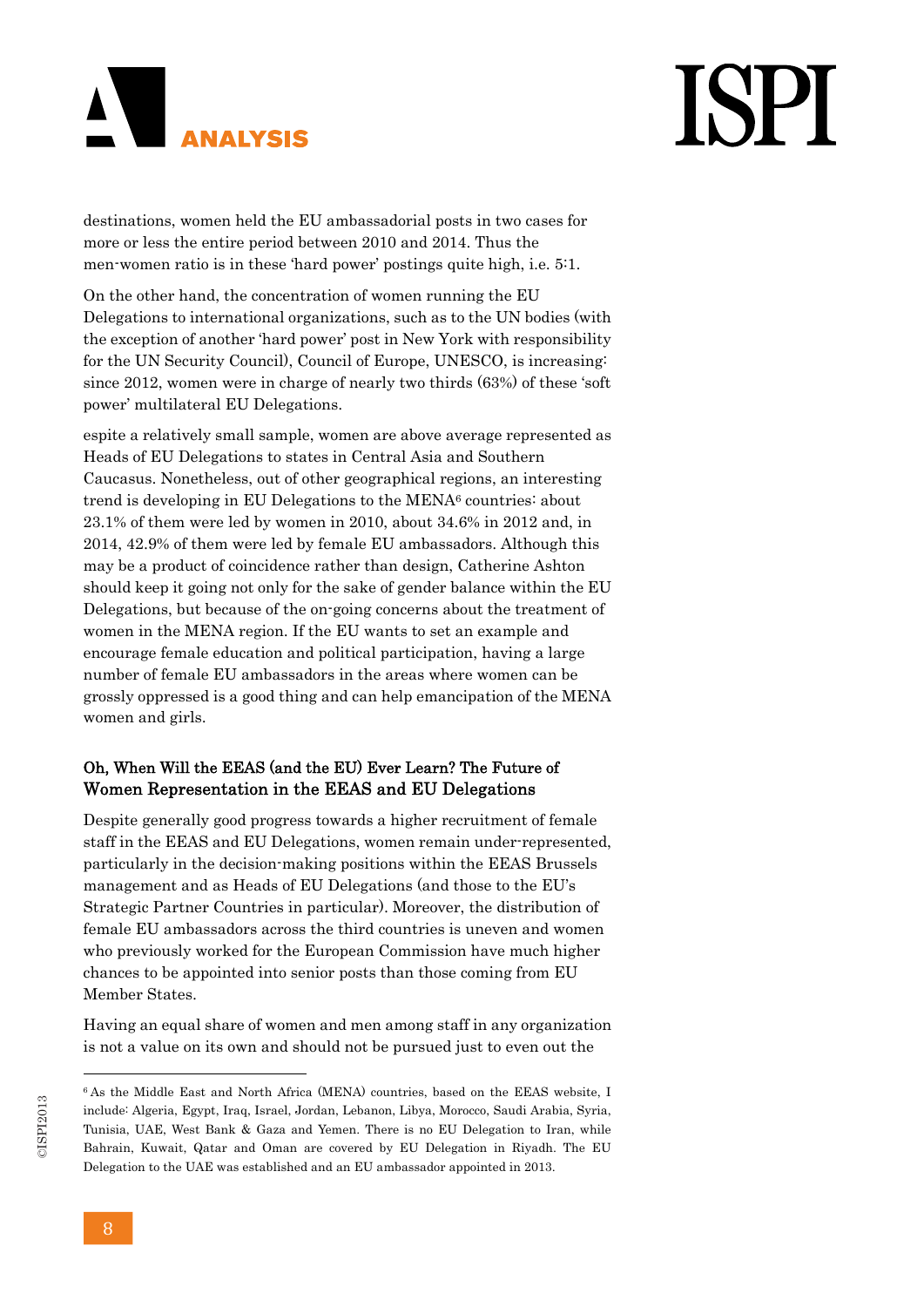destinations, women held the EU ambassadorial posts in two cases for more or less the entire period between 2010 and 2014. Thus the men-women ratio is in these 'hard power' postings quite high, i.e. 5:1.

On the other hand, the concentration of women running the EU Delegations to international organizations, such as to the UN bodies (with the exception of another 'hard power' post in New York with responsibility for the UN Security Council), Council of Europe, UNESCO, is increasing: since 2012, women were in charge of nearly two thirds (63%) of these 'soft power' multilateral EU Delegations.

espite a relatively small sample, women are above average represented as Heads of EU Delegations to states in Central Asia and Southern Caucasus. Nonetheless, out of other geographical regions, an interesting trend is developing in EU Delegations to the MENA[6] countries: about 23.1% of them were led by women in 2010, about 34.6% in 2012 and, in 2014, 42.9% of them were led by female EU ambassadors. Although this may be a product of coincidence rather than design, Catherine Ashton should keep it going not only for the sake of gender balance within the EU Delegations, but because of the on-going concerns about the treatment of women in the MENA region. If the EU wants to set an example and encourage female education and political participation, having a large number of female EU ambassadors in the areas where women can be grossly oppressed is a good thing and can help emancipation of the MENA women and girls.

## Oh, When Will the EEAS (and the EU) Ever Learn? The Future of Women Representation in the EEAS and EU Delegations

Despite generally good progress towards a higher recruitment of female staff in the EEAS and EU Delegations, women remain under-represented, particularly in the decision-making positions within the EEAS Brussels management and as Heads of EU Delegations (and those to the EU's Strategic Partner Countries in particular). Moreover, the distribution of female EU ambassadors across the third countries is uneven and women who previously worked for the European Commission have much higher chances to be appointed into senior posts than those coming from EU Member States.

Having an equal share of women and men among staff in any organization is not a value on its own and should not be pursued just to even out the

---

[6] As the Middle East and North Africa (MENA) countries, based on the EEAS website, I include: Algeria, Egypt, Iraq, Israel, Jordan, Lebanon, Libya, Morocco, Saudi Arabia, Syria, Tunisia, UAE, West Bank & Gaza and Yemen. There is no EU Delegation to Iran, while Bahrain, Kuwait, Qatar and Oman are covered by EU Delegation in Riyadh. The EU Delegation to the UAE was established and an EU ambassador appointed in 2013.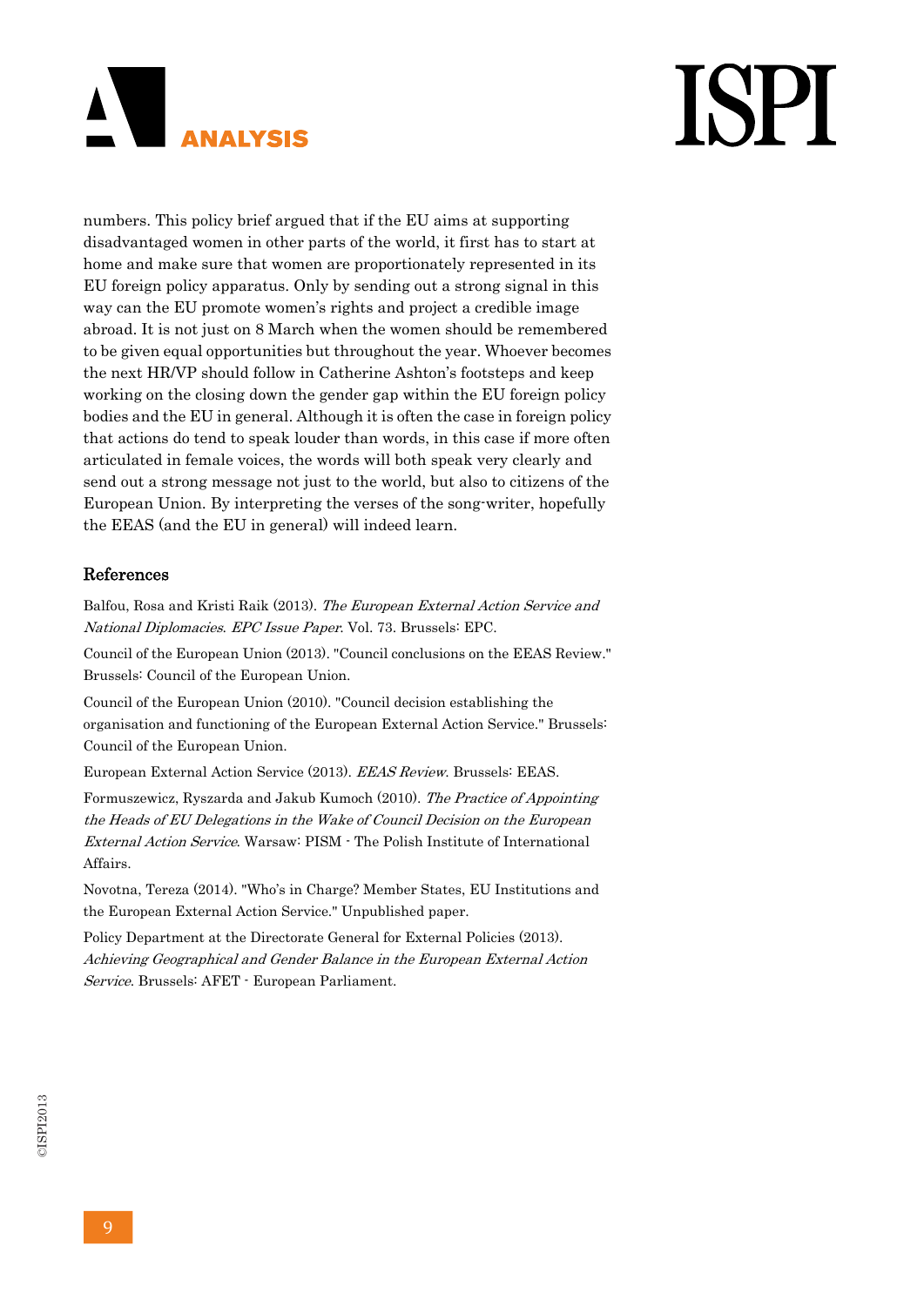numbers. This policy brief argued that if the EU aims at supporting disadvantaged women in other parts of the world, it first has to start at home and make sure that women are proportionately represented in its EU foreign policy apparatus. Only by sending out a strong signal in this way can the EU promote women's rights and project a credible image abroad. It is not just on 8 March when the women should be remembered to be given equal opportunities but throughout the year. Whoever becomes the next HR/VP should follow in Catherine Ashton's footsteps and keep working on the closing down the gender gap within the EU foreign policy bodies and the EU in general. Although it is often the case in foreign policy that actions do tend to speak louder than words, in this case if more often articulated in female voices, the words will both speak very clearly and send out a strong message not just to the world, but also to citizens of the European Union. By interpreting the verses of the song-writer, hopefully the EEAS (and the EU in general) will indeed learn.

## References

Balfou, Rosa and Kristi Raik (2013). *The European External Action Service and National Diplomacies. EPC Issue Paper*. Vol. 73. Brussels: EPC.

Council of the European Union (2013). "Council conclusions on the EEAS Review." Brussels: Council of the European Union.

Council of the European Union (2010). "Council decision establishing the organisation and functioning of the European External Action Service." Brussels: Council of the European Union.

European External Action Service (2013). *EEAS Review*. Brussels: EEAS.

Formuszewicz, Ryszarda and Jakub Kumoch (2010). *The Practice of Appointing the Heads of EU Delegations in the Wake of Council Decision on the European External Action Service*. Warsaw: PISM - The Polish Institute of International Affairs.

Novotna, Tereza (2014). "Who's in Charge? Member States, EU Institutions and the European External Action Service." Unpublished paper.

Policy Department at the Directorate General for External Policies (2013). *Achieving Geographical and Gender Balance in the European External Action Service*. Brussels: AFET - European Parliament.